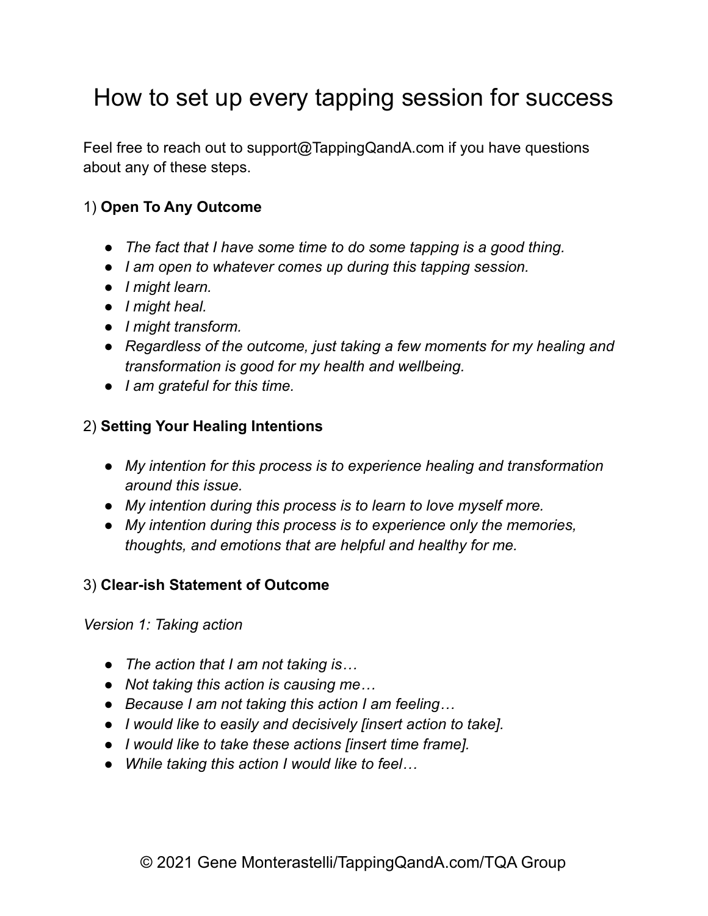# How to set up every tapping session for success

Feel free to reach out to support@TappingQandA.com if you have questions about any of these steps.

1) **Open To Any Outcome**

- *The fact that I have some time to do some tapping is a good thing.*
- *I am open to whatever comes up during this tapping session.*
- *I might learn.*
- *I might heal.*
- *I might transform.*
- *Regardless of the outcome, just taking a few moments for my healing and transformation is good for my health and wellbeing.*
- *I am grateful for this time.*

2) **Setting Your Healing Intentions**

- *My intention for this process is to experience healing and transformation around this issue.*
- *My intention during this process is to learn to love myself more.*
- *My intention during this process is to experience only the memories, thoughts, and emotions that are helpful and healthy for me.*

3) **Clear-ish Statement of Outcome**

*Version 1: Taking action*

- *The action that I am not taking is…*
- *Not taking this action is causing me…*
- *Because I am not taking this action I am feeling…*
- *I would like to easily and decisively [insert action to take].*
- *I would like to take these actions [insert time frame].*
- *While taking this action I would like to feel…*

© 2021 Gene Monterastelli/TappingQandA.com/TQA Group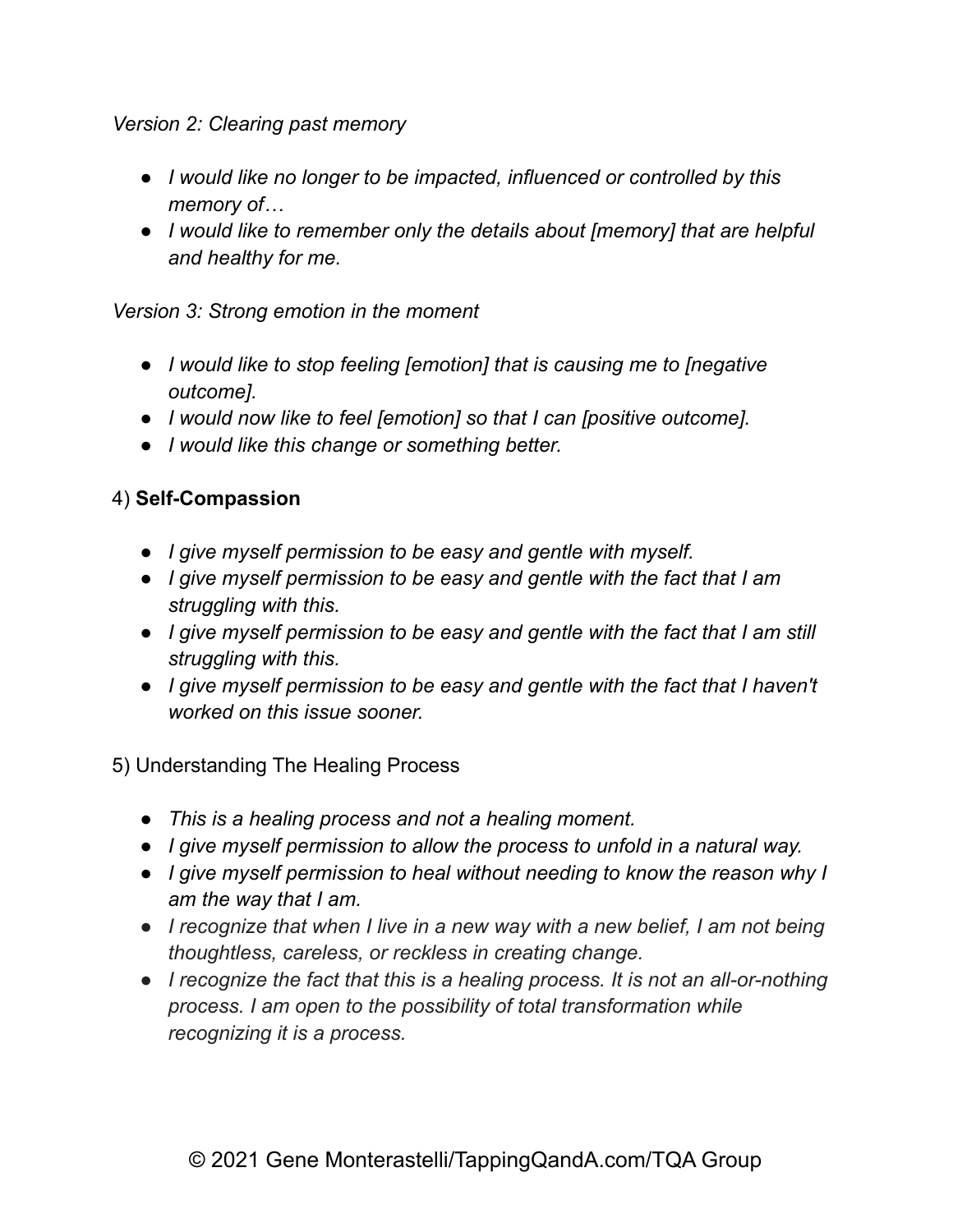*Version 2: Clearing past memory*

- *I would like no longer to be impacted, influenced or controlled by this memory of…*
- *I would like to remember only the details about [memory] that are helpful and healthy for me.*

*Version 3: Strong emotion in the moment*

- *I would like to stop feeling [emotion] that is causing me to [negative outcome].*
- *I would now like to feel [emotion] so that I can [positive outcome].*
- *I would like this change or something better.*

4) **Self-Compassion**

- *I give myself permission to be easy and gentle with myself.*
- *I give myself permission to be easy and gentle with the fact that I am struggling with this.*
- *I give myself permission to be easy and gentle with the fact that I am still struggling with this.*
- *I give myself permission to be easy and gentle with the fact that I haven't worked on this issue sooner.*

5) Understanding The Healing Process

- *This is a healing process and not a healing moment.*
- *I give myself permission to allow the process to unfold in a natural way.*
- *I give myself permission to heal without needing to know the reason why I am the way that I am.*
- *I recognize that when I live in a new way with a new belief, I am not being thoughtless, careless, or reckless in creating change.*
- *I recognize the fact that this is a healing process. It is not an all-or-nothing process. I am open to the possibility of total transformation while recognizing it is a process.*

© 2021 Gene Monterastelli/TappingQandA.com/TQA Group